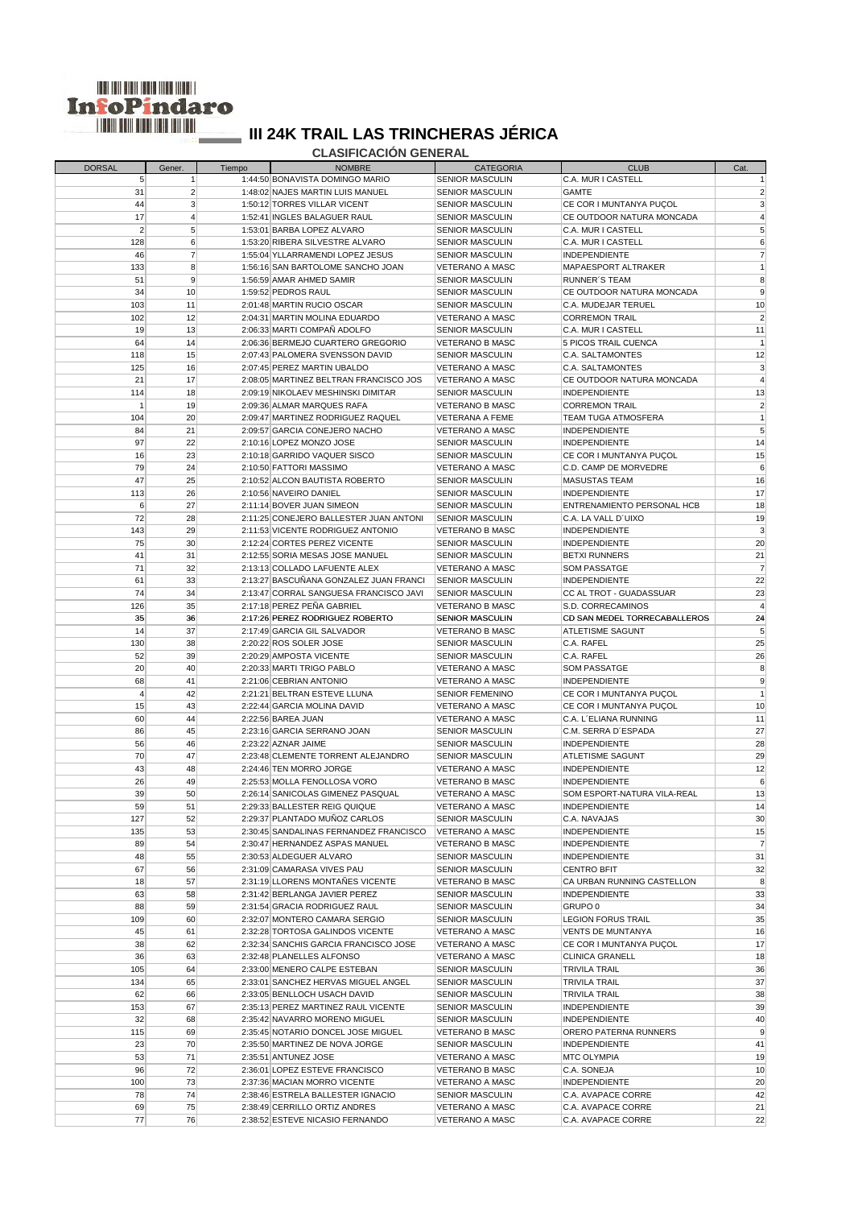# III 24K TRAIL LAS TRINCHERAS JÉRICA

## CLASIFICACIÓN GENERAL

| DORSAL | Gener. | Tiempo | NOMBRE | CATEGORIA | CLUB | Cat. |
|---|---|---|---|---|---|---|
| 5 | 1 | 1:44:50 | BONAVISTA DOMINGO MARIO | SENIOR MASCULIN | C.A. MUR I CASTELL | 1 |
| 31 | 2 | 1:48:02 | NAJES MARTIN LUIS MANUEL | SENIOR MASCULIN | GAMTE | 2 |
| 44 | 3 | 1:50:12 | TORRES VILLAR VICENT | SENIOR MASCULIN | CE COR I MUNTANYA PUÇOL | 3 |
| 17 | 4 | 1:52:41 | INGLES BALAGUER RAUL | SENIOR MASCULIN | CE OUTDOOR NATURA MONCADA | 4 |
| 2 | 5 | 1:53:01 | BARBA LOPEZ ALVARO | SENIOR MASCULIN | C.A. MUR I CASTELL | 5 |
| 128 | 6 | 1:53:20 | RIBERA SILVESTRE ALVARO | SENIOR MASCULIN | C.A. MUR I CASTELL | 6 |
| 46 | 7 | 1:55:04 | YLLARRAMENDI LOPEZ JESUS | SENIOR MASCULIN | INDEPENDIENTE | 7 |
| 133 | 8 | 1:56:16 | SAN BARTOLOME SANCHO JOAN | VETERANO A MASC | MAPAESPORT ALTRAKER | 1 |
| 51 | 9 | 1:56:59 | AMAR AHMED SAMIR | SENIOR MASCULIN | RUNNER´S TEAM | 8 |
| 34 | 10 | 1:59:52 | PEDROS RAUL | SENIOR MASCULIN | CE OUTDOOR NATURA MONCADA | 9 |
| 103 | 11 | 2:01:48 | MARTIN RUCIO OSCAR | SENIOR MASCULIN | C.A. MUDEJAR TERUEL | 10 |
| 102 | 12 | 2:04:31 | MARTIN MOLINA EDUARDO | VETERANO A MASC | CORREMON TRAIL | 2 |
| 19 | 13 | 2:06:33 | MARTI COMPAÑ ADOLFO | SENIOR MASCULIN | C.A. MUR I CASTELL | 11 |
| 64 | 14 | 2:06:36 | BERMEJO CUARTERO GREGORIO | VETERANO B MASC | 5 PICOS TRAIL CUENCA | 1 |
| 118 | 15 | 2:07:43 | PALOMERA SVENSSON DAVID | SENIOR MASCULIN | C.A. SALTAMONTES | 12 |
| 125 | 16 | 2:07:45 | PEREZ MARTIN UBALDO | VETERANO A MASC | C.A. SALTAMONTES | 3 |
| 21 | 17 | 2:08:05 | MARTINEZ BELTRAN FRANCISCO JOS | VETERANO A MASC | CE OUTDOOR NATURA MONCADA | 4 |
| 114 | 18 | 2:09:19 | NIKOLAEV MESHINSKI DIMITAR | SENIOR MASCULIN | INDEPENDIENTE | 13 |
| 1 | 19 | 2:09:36 | ALMAR MARQUES RAFA | VETERANO B MASC | CORREMON TRAIL | 2 |
| 104 | 20 | 2:09:47 | MARTINEZ RODRIGUEZ RAQUEL | VETERANA A FEME | TEAM TUGA ATMOSFERA | 1 |
| 84 | 21 | 2:09:57 | GARCIA CONEJERO NACHO | VETERANO A MASC | INDEPENDIENTE | 5 |
| 97 | 22 | 2:10:16 | LOPEZ MONZO JOSE | SENIOR MASCULIN | INDEPENDIENTE | 14 |
| 16 | 23 | 2:10:18 | GARRIDO VAQUER SISCO | SENIOR MASCULIN | CE COR I MUNTANYA PUÇOL | 15 |
| 79 | 24 | 2:10:50 | FATTORI MASSIMO | VETERANO A MASC | C.D. CAMP DE MORVEDRE | 6 |
| 47 | 25 | 2:10:52 | ALCON BAUTISTA ROBERTO | SENIOR MASCULIN | MASUSTAS TEAM | 16 |
| 113 | 26 | 2:10:56 | NAVEIRO DANIEL | SENIOR MASCULIN | INDEPENDIENTE | 17 |
| 6 | 27 | 2:11:14 | BOVER JUAN SIMEON | SENIOR MASCULIN | ENTRENAMIENTO PERSONAL HCB | 18 |
| 72 | 28 | 2:11:25 | CONEJERO BALLESTER JUAN ANTONI | SENIOR MASCULIN | C.A. LA VALL D´UIXO | 19 |
| 143 | 29 | 2:11:53 | VICENTE RODRIGUEZ ANTONIO | VETERANO B MASC | INDEPENDIENTE | 3 |
| 75 | 30 | 2:12:24 | CORTES PEREZ VICENTE | SENIOR MASCULIN | INDEPENDIENTE | 20 |
| 41 | 31 | 2:12:55 | SORIA MESAS JOSE MANUEL | SENIOR MASCULIN | BETXI RUNNERS | 21 |
| 71 | 32 | 2:13:13 | COLLADO LAFUENTE ALEX | VETERANO A MASC | SOM PASSATGE | 7 |
| 61 | 33 | 2:13:27 | BASCUÑANA GONZALEZ JUAN FRANCI | SENIOR MASCULIN | INDEPENDIENTE | 22 |
| 74 | 34 | 2:13:47 | CORRAL SANGUESA FRANCISCO JAVI | SENIOR MASCULIN | CC AL TROT - GUADASSUAR | 23 |
| 126 | 35 | 2:17:18 | PEREZ PEÑA GABRIEL | VETERANO B MASC | S.D. CORRECAMINOS | 4 |
| 35 | 36 | 2:17:26 | PEREZ RODRIGUEZ ROBERTO | SENIOR MASCULIN | CD SAN MEDEL TORRECABALLEROS | 24 |
| 14 | 37 | 2:17:49 | GARCIA GIL SALVADOR | VETERANO B MASC | ATLETISME SAGUNT | 5 |
| 130 | 38 | 2:20:22 | ROS SOLER JOSE | SENIOR MASCULIN | C.A. RAFEL | 25 |
| 52 | 39 | 2:20:29 | AMPOSTA VICENTE | SENIOR MASCULIN | C.A. RAFEL | 26 |
| 20 | 40 | 2:20:33 | MARTI TRIGO PABLO | VETERANO A MASC | SOM PASSATGE | 8 |
| 68 | 41 | 2:21:06 | CEBRIAN ANTONIO | VETERANO A MASC | INDEPENDIENTE | 9 |
| 4 | 42 | 2:21:21 | BELTRAN ESTEVE LLUNA | SENIOR FEMENINO | CE COR I MUNTANYA PUÇOL | 1 |
| 15 | 43 | 2:22:44 | GARCIA MOLINA DAVID | VETERANO A MASC | CE COR I MUNTANYA PUÇOL | 10 |
| 60 | 44 | 2:22:56 | BAREA JUAN | VETERANO A MASC | C.A. L´ELIANA RUNNING | 11 |
| 86 | 45 | 2:23:16 | GARCIA SERRANO JOAN | SENIOR MASCULIN | C.M. SERRA D´ESPADA | 27 |
| 56 | 46 | 2:23:22 | AZNAR JAIME | SENIOR MASCULIN | INDEPENDIENTE | 28 |
| 70 | 47 | 2:23:48 | CLEMENTE TORRENT ALEJANDRO | SENIOR MASCULIN | ATLETISME SAGUNT | 29 |
| 43 | 48 | 2:24:46 | TEN MORRO JORGE | VETERANO A MASC | INDEPENDIENTE | 12 |
| 26 | 49 | 2:25:53 | MOLLA FENOLLOSA VORO | VETERANO B MASC | INDEPENDIENTE | 6 |
| 39 | 50 | 2:26:14 | SANICOLAS GIMENEZ PASQUAL | VETERANO A MASC | SOM ESPORT-NATURA VILA-REAL | 13 |
| 59 | 51 | 2:29:33 | BALLESTER REIG QUIQUE | VETERANO A MASC | INDEPENDIENTE | 14 |
| 127 | 52 | 2:29:37 | PLANTADO MUÑOZ CARLOS | SENIOR MASCULIN | C.A. NAVAJAS | 30 |
| 135 | 53 | 2:30:45 | SANDALINAS FERNANDEZ FRANCISCO | VETERANO A MASC | INDEPENDIENTE | 15 |
| 89 | 54 | 2:30:47 | HERNANDEZ ASPAS MANUEL | VETERANO B MASC | INDEPENDIENTE | 7 |
| 48 | 55 | 2:30:53 | ALDEGUER ALVARO | SENIOR MASCULIN | INDEPENDIENTE | 31 |
| 67 | 56 | 2:31:09 | CAMARASA VIVES PAU | SENIOR MASCULIN | CENTRO BFIT | 32 |
| 18 | 57 | 2:31:19 | LLORENS MONTAÑES VICENTE | VETERANO B MASC | CA URBAN RUNNING CASTELLON | 8 |
| 63 | 58 | 2:31:42 | BERLANGA JAVIER PEREZ | SENIOR MASCULIN | INDEPENDIENTE | 33 |
| 88 | 59 | 2:31:54 | GRACIA RODRIGUEZ RAUL | SENIOR MASCULIN | GRUPO 0 | 34 |
| 109 | 60 | 2:32:07 | MONTERO CAMARA SERGIO | SENIOR MASCULIN | LEGION FORUS TRAIL | 35 |
| 45 | 61 | 2:32:28 | TORTOSA GALINDOS VICENTE | VETERANO A MASC | VENTS DE MUNTANYA | 16 |
| 38 | 62 | 2:32:34 | SANCHIS GARCIA FRANCISCO JOSE | VETERANO A MASC | CE COR I MUNTANYA PUÇOL | 17 |
| 36 | 63 | 2:32:48 | PLANELLES ALFONSO | VETERANO A MASC | CLINICA GRANELL | 18 |
| 105 | 64 | 2:33:00 | MENERO CALPE ESTEBAN | SENIOR MASCULIN | TRIVILA TRAIL | 36 |
| 134 | 65 | 2:33:01 | SANCHEZ HERVAS MIGUEL ANGEL | SENIOR MASCULIN | TRIVILA TRAIL | 37 |
| 62 | 66 | 2:33:05 | BENLLOCH USACH DAVID | SENIOR MASCULIN | TRIVILA TRAIL | 38 |
| 153 | 67 | 2:35:13 | PEREZ MARTINEZ RAUL VICENTE | SENIOR MASCULIN | INDEPENDIENTE | 39 |
| 32 | 68 | 2:35:42 | NAVARRO MORENO MIGUEL | SENIOR MASCULIN | INDEPENDIENTE | 40 |
| 115 | 69 | 2:35:45 | NOTARIO DONCEL JOSE MIGUEL | VETERANO B MASC | ORERO PATERNA RUNNERS | 9 |
| 23 | 70 | 2:35:50 | MARTINEZ DE NOVA JORGE | SENIOR MASCULIN | INDEPENDIENTE | 41 |
| 53 | 71 | 2:35:51 | ANTUNEZ JOSE | VETERANO A MASC | MTC OLYMPIA | 19 |
| 96 | 72 | 2:36:01 | LOPEZ ESTEVE FRANCISCO | VETERANO B MASC | C.A. SONEJA | 10 |
| 100 | 73 | 2:37:36 | MACIAN MORRO VICENTE | VETERANO A MASC | INDEPENDIENTE | 20 |
| 78 | 74 | 2:38:46 | ESTRELA BALLESTER IGNACIO | SENIOR MASCULIN | C.A. AVAPACE CORRE | 42 |
| 69 | 75 | 2:38:49 | CERRILLO ORTIZ ANDRES | VETERANO A MASC | C.A. AVAPACE CORRE | 21 |
| 77 | 76 | 2:38:52 | ESTEVE NICASIO FERNANDO | VETERANO A MASC | C.A. AVAPACE CORRE | 22 |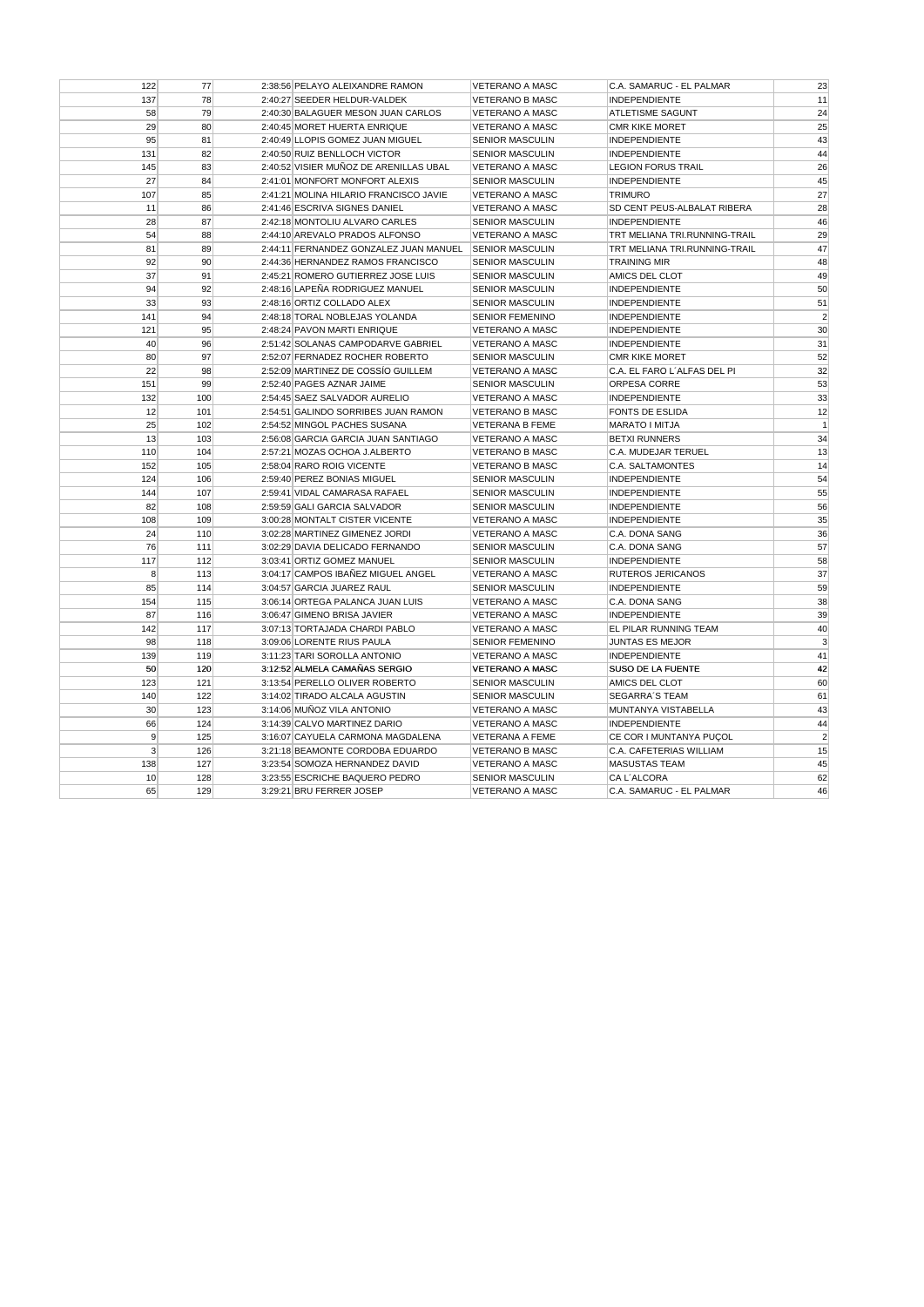| | | | | | | |
|---|---|---|---|---|---|---|
| 122 | 77 | 2:38:56 | PELAYO ALEIXANDRE RAMON | VETERANO A MASC | C.A. SAMARUC - EL PALMAR | 23 |
| 137 | 78 | 2:40:27 | SEEDER HELDUR-VALDEK | VETERANO B MASC | INDEPENDIENTE | 11 |
| 58 | 79 | 2:40:30 | BALAGUER MESON JUAN CARLOS | VETERANO A MASC | ATLETISME SAGUNT | 24 |
| 29 | 80 | 2:40:45 | MORET HUERTA ENRIQUE | VETERANO A MASC | CMR KIKE MORET | 25 |
| 95 | 81 | 2:40:49 | LLOPIS GOMEZ JUAN MIGUEL | SENIOR MASCULIN | INDEPENDIENTE | 43 |
| 131 | 82 | 2:40:50 | RUIZ BENLLOCH VICTOR | SENIOR MASCULIN | INDEPENDIENTE | 44 |
| 145 | 83 | 2:40:52 | VISIER MUÑOZ DE ARENILLAS UBAL | VETERANO A MASC | LEGION FORUS TRAIL | 26 |
| 27 | 84 | 2:41:01 | MONFORT MONFORT ALEXIS | SENIOR MASCULIN | INDEPENDIENTE | 45 |
| 107 | 85 | 2:41:21 | MOLINA HILARIO FRANCISCO JAVIE | VETERANO A MASC | TRIMURO | 27 |
| 11 | 86 | 2:41:46 | ESCRIVA SIGNES DANIEL | VETERANO A MASC | SD CENT PEUS-ALBALAT RIBERA | 28 |
| 28 | 87 | 2:42:18 | MONTOLIU ALVARO CARLES | SENIOR MASCULIN | INDEPENDIENTE | 46 |
| 54 | 88 | 2:44:10 | AREVALO PRADOS ALFONSO | VETERANO A MASC | TRT MELIANA TRI.RUNNING-TRAIL | 29 |
| 81 | 89 | 2:44:11 | FERNANDEZ GONZALEZ JUAN MANUEL | SENIOR MASCULIN | TRT MELIANA TRI.RUNNING-TRAIL | 47 |
| 92 | 90 | 2:44:36 | HERNANDEZ RAMOS FRANCISCO | SENIOR MASCULIN | TRAINING MIR | 48 |
| 37 | 91 | 2:45:21 | ROMERO GUTIERREZ JOSE LUIS | SENIOR MASCULIN | AMICS DEL CLOT | 49 |
| 94 | 92 | 2:48:16 | LAPEÑA RODRIGUEZ MANUEL | SENIOR MASCULIN | INDEPENDIENTE | 50 |
| 33 | 93 | 2:48:16 | ORTIZ COLLADO ALEX | SENIOR MASCULIN | INDEPENDIENTE | 51 |
| 141 | 94 | 2:48:18 | TORAL NOBLEJAS YOLANDA | SENIOR FEMENINO | INDEPENDIENTE | 2 |
| 121 | 95 | 2:48:24 | PAVON MARTI ENRIQUE | VETERANO A MASC | INDEPENDIENTE | 30 |
| 40 | 96 | 2:51:42 | SOLANAS CAMPODARVE GABRIEL | VETERANO A MASC | INDEPENDIENTE | 31 |
| 80 | 97 | 2:52:07 | FERNADEZ ROCHER ROBERTO | SENIOR MASCULIN | CMR KIKE MORET | 52 |
| 22 | 98 | 2:52:09 | MARTINEZ DE COSSÍO GUILLEM | VETERANO A MASC | C.A. EL FARO L´ALFAS DEL PI | 32 |
| 151 | 99 | 2:52:40 | PAGES AZNAR JAIME | SENIOR MASCULIN | ORPESA CORRE | 53 |
| 132 | 100 | 2:54:45 | SAEZ SALVADOR AURELIO | VETERANO A MASC | INDEPENDIENTE | 33 |
| 12 | 101 | 2:54:51 | GALINDO SORRIBES JUAN RAMON | VETERANO B MASC | FONTS DE ESLIDA | 12 |
| 25 | 102 | 2:54:52 | MINGOL PACHES SUSANA | VETERANA B FEME | MARATO I MITJA | 1 |
| 13 | 103 | 2:56:08 | GARCIA GARCIA JUAN SANTIAGO | VETERANO A MASC | BETXI RUNNERS | 34 |
| 110 | 104 | 2:57:21 | MOZAS OCHOA J.ALBERTO | VETERANO B MASC | C.A. MUDEJAR TERUEL | 13 |
| 152 | 105 | 2:58:04 | RARO ROIG VICENTE | VETERANO B MASC | C.A. SALTAMONTES | 14 |
| 124 | 106 | 2:59:40 | PEREZ BONIAS MIGUEL | SENIOR MASCULIN | INDEPENDIENTE | 54 |
| 144 | 107 | 2:59:41 | VIDAL CAMARASA RAFAEL | SENIOR MASCULIN | INDEPENDIENTE | 55 |
| 82 | 108 | 2:59:59 | GALI GARCIA SALVADOR | SENIOR MASCULIN | INDEPENDIENTE | 56 |
| 108 | 109 | 3:00:28 | MONTALT CISTER VICENTE | VETERANO A MASC | INDEPENDIENTE | 35 |
| 24 | 110 | 3:02:28 | MARTINEZ GIMENEZ JORDI | VETERANO A MASC | C.A. DONA SANG | 36 |
| 76 | 111 | 3:02:29 | DAVIA DELICADO FERNANDO | SENIOR MASCULIN | C.A. DONA SANG | 57 |
| 117 | 112 | 3:03:41 | ORTIZ GOMEZ MANUEL | SENIOR MASCULIN | INDEPENDIENTE | 58 |
| 8 | 113 | 3:04:17 | CAMPOS IBAÑEZ MIGUEL ANGEL | VETERANO A MASC | RUTEROS JERICANOS | 37 |
| 85 | 114 | 3:04:57 | GARCIA JUAREZ RAUL | SENIOR MASCULIN | INDEPENDIENTE | 59 |
| 154 | 115 | 3:06:14 | ORTEGA PALANCA JUAN LUIS | VETERANO A MASC | C.A. DONA SANG | 38 |
| 87 | 116 | 3:06:47 | GIMENO BRISA JAVIER | VETERANO A MASC | INDEPENDIENTE | 39 |
| 142 | 117 | 3:07:13 | TORTAJADA CHARDI PABLO | VETERANO A MASC | EL PILAR RUNNING TEAM | 40 |
| 98 | 118 | 3:09:06 | LORENTE RIUS PAULA | SENIOR FEMENINO | JUNTAS ES MEJOR | 3 |
| 139 | 119 | 3:11:23 | TARI SOROLLA ANTONIO | VETERANO A MASC | INDEPENDIENTE | 41 |
| 50 | 120 | 3:12:52 | ALMELA CAMAÑAS SERGIO | VETERANO A MASC | SUSO DE LA FUENTE | 42 |
| 123 | 121 | 3:13:54 | PERELLO OLIVER ROBERTO | SENIOR MASCULIN | AMICS DEL CLOT | 60 |
| 140 | 122 | 3:14:02 | TIRADO ALCALA AGUSTIN | SENIOR MASCULIN | SEGARRA´S TEAM | 61 |
| 30 | 123 | 3:14:06 | MUÑOZ VILA ANTONIO | VETERANO A MASC | MUNTANYA VISTABELLA | 43 |
| 66 | 124 | 3:14:39 | CALVO MARTINEZ DARIO | VETERANO A MASC | INDEPENDIENTE | 44 |
| 9 | 125 | 3:16:07 | CAYUELA CARMONA MAGDALENA | VETERANA A FEME | CE COR I MUNTANYA PUÇOL | 2 |
| 3 | 126 | 3:21:18 | BEAMONTE CORDOBA EDUARDO | VETERANO B MASC | C.A. CAFETERIAS WILLIAM | 15 |
| 138 | 127 | 3:23:54 | SOMOZA HERNANDEZ DAVID | VETERANO A MASC | MASUSTAS TEAM | 45 |
| 10 | 128 | 3:23:55 | ESCRICHE BAQUERO PEDRO | SENIOR MASCULIN | CA L´ALCORA | 62 |
| 65 | 129 | 3:29:21 | BRU FERRER JOSEP | VETERANO A MASC | C.A. SAMARUC - EL PALMAR | 46 |